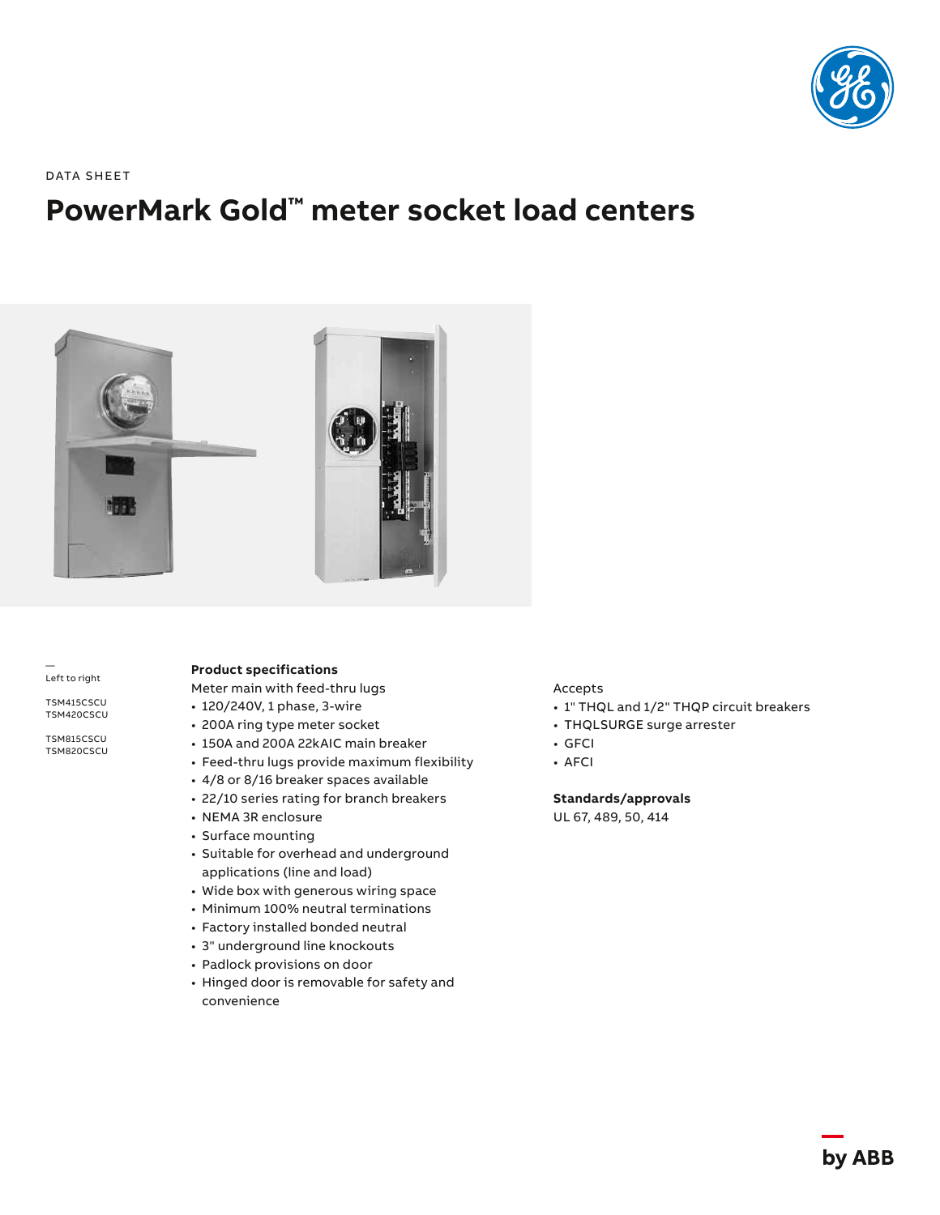DATA SHEET

# PowerMark Gold™ meter socket load centers

—
Left to right

TSM415CSCU
TSM420CSCU

TSM815CSCU
TSM820CSCU

**Product specifications**

Meter main with feed-thru lugs

- 120/240V, 1 phase, 3-wire
- 200A ring type meter socket
- 150A and 200A 22kAIC main breaker
- Feed-thru lugs provide maximum flexibility
- 4/8 or 8/16 breaker spaces available
- 22/10 series rating for branch breakers
- NEMA 3R enclosure
- Surface mounting
- Suitable for overhead and underground applications (line and load)
- Wide box with generous wiring space
- Minimum 100% neutral terminations
- Factory installed bonded neutral
- 3" underground line knockouts
- Padlock provisions on door
- Hinged door is removable for safety and convenience

Accepts

- 1" THQL and 1/2" THQP circuit breakers
- THQLSURGE surge arrester
- GFCI
- AFCI

**Standards/approvals**

UL 67, 489, 50, 414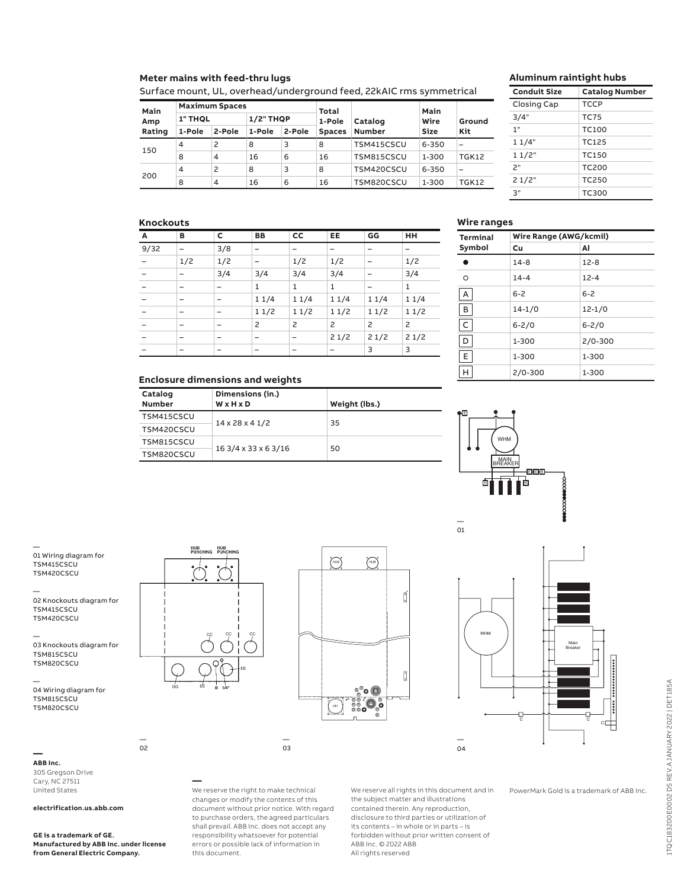### Meter mains with feed-thru lugs

Surface mount, UL, overhead/underground feed, 22kAIC rms symmetrical

| Main Amp Rating | Maximum Spaces | | | | Total 1-Pole Spaces | Catalog Number | Main Wire Size | Ground Kit |
|---|---|---|---|---|---|---|---|---|
| | 1" THQL | | 1/2" THQP | | | | | |
| | 1-Pole | 2-Pole | 1-Pole | 2-Pole | | | | |
| 150 | 4 | 2 | 8 | 3 | 8 | TSM415CSCU | 6-350 | – |
| | 8 | 4 | 16 | 6 | 16 | TSM815CSCU | 1-300 | TGK12 |
| 200 | 4 | 2 | 8 | 3 | 8 | TSM420CSCU | 6-350 | – |
| | 8 | 4 | 16 | 6 | 16 | TSM820CSCU | 1-300 | TGK12 |

### Aluminum raintight hubs

| Conduit Size | Catalog Number |
|---|---|
| Closing Cap | TCCP |
| 3/4" | TC75 |
| 1" | TC100 |
| 1 1/4" | TC125 |
| 1 1/2" | TC150 |
| 2" | TC200 |
| 2 1/2" | TC250 |
| 3" | TC300 |

### Knockouts

| A | B | C | BB | CC | EE | GG | HH |
|---|---|---|---|---|---|---|---|
| 9/32 | – | 3/8 | – | – | – | – | – |
| – | 1/2 | 1/2 | – | 1/2 | 1/2 | – | 1/2 |
| – | – | 3/4 | 3/4 | 3/4 | 3/4 | – | 3/4 |
| – | – | – | 1 | 1 | 1 | – | 1 |
| – | – | – | 1 1/4 | 1 1/4 | 1 1/4 | 1 1/4 | 1 1/4 |
| – | – | – | 1 1/2 | 1 1/2 | 1 1/2 | 1 1/2 | 1 1/2 |
| – | – | – | 2 | 2 | 2 | 2 | 2 |
| – | – | – | – | – | 2 1/2 | 2 1/2 | 2 1/2 |
| – | – | – | – | – | – | 3 | 3 |

### Wire ranges

| Terminal Symbol | Wire Range (AWG/kcmil) | |
|---|---|---|
| | Cu | Al |
| ● | 14-8 | 12-8 |
| ○ | 14-4 | 12-4 |
| A | 6-2 | 6-2 |
| B | 14-1/0 | 12-1/0 |
| C | 6-2/0 | 6-2/0 |
| D | 1-300 | 2/0-300 |
| E | 1-300 | 1-300 |
| H | 2/0-300 | 1-300 |

### Enclosure dimensions and weights

| Catalog Number | Dimensions (in.) W x H x D | Weight (lbs.) |
|---|---|---|
| TSM415CSCU | 14 x 28 x 4 1/2 | 35 |
| TSM420CSCU | | |
| TSM815CSCU | 16 3/4 x 33 x 6 3/16 | 50 |
| TSM820CSCU | | |

WHM
MAIN BREAKER

01

HUB PUNCHING HUB PUNCHING
CC CC CC
GG EE B 1/4" EE

02

HUB HUB
HH

03

WHM
Main Breaker
C C C

04

01 Wiring diagram for TSM415CSCU TSM420CSCU

02 Knockouts diagram for TSM415CSCU TSM420CSCU

03 Knockouts diagram for TSM815CSCU TSM820CSCU

04 Wiring diagram for TSM815CSCU TSM820CSCU

**ABB Inc.**
305 Gregson Drive
Cary, NC 27511
United States

**electrification.us.abb.com**

**GE is a trademark of GE.**
**Manufactured by ABB Inc. under license from General Electric Company.**

We reserve the right to make technical changes or modify the contents of this document without prior notice. With regard to purchase orders, the agreed particulars shall prevail. ABB Inc. does not accept any responsibility whatsoever for potential errors or possible lack of information in this document.

We reserve all rights in this document and in the subject matter and illustrations contained therein. Any reproduction, disclosure to third parties or utilization of its contents – in whole or in parts – is forbidden without prior written consent of ABB Inc. © 2022 ABB
All rights reserved

PowerMark Gold is a trademark of ABB Inc.

1TQC183200E0002 DS REV.A JANUARY 2022 | DET185A